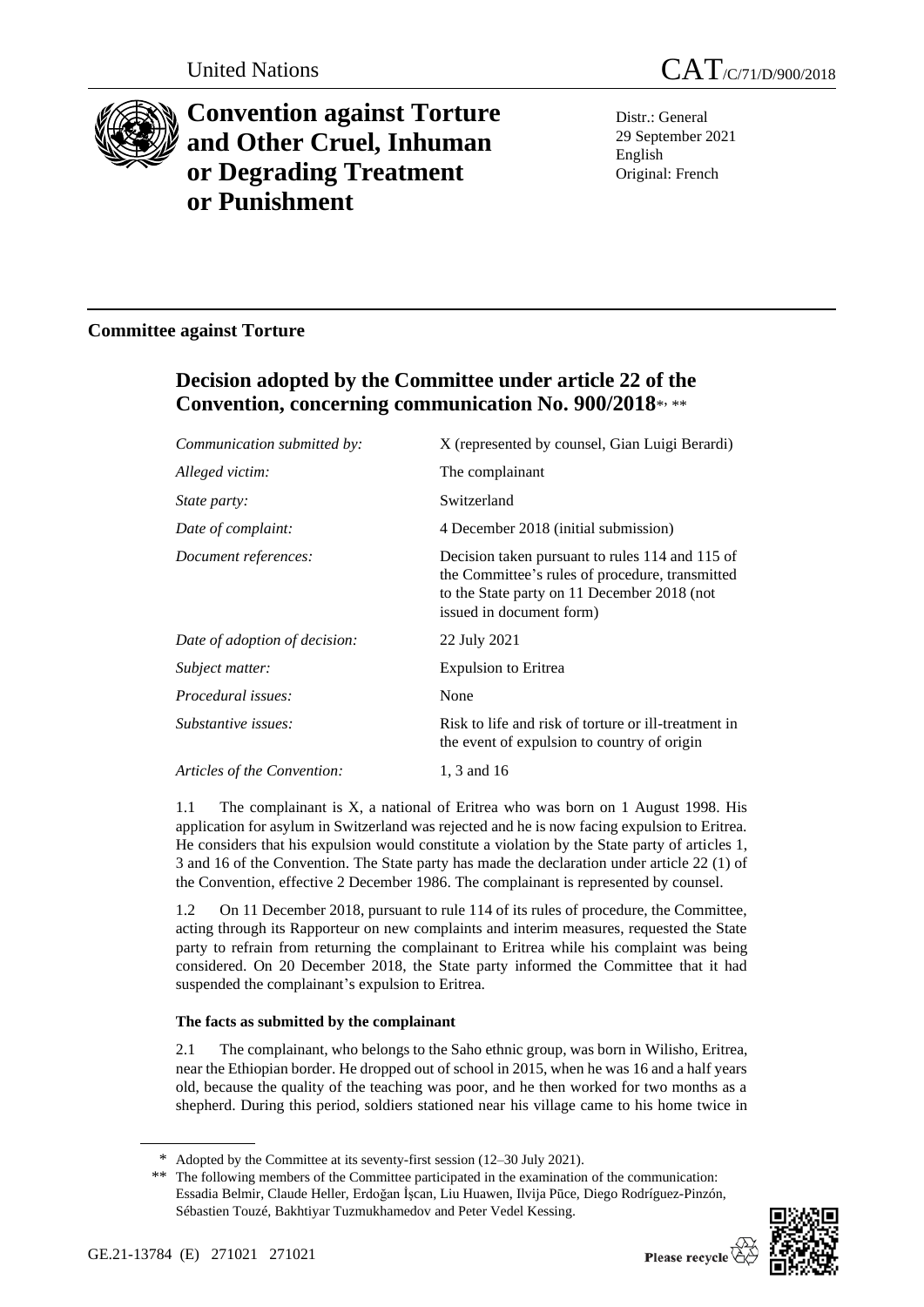United Nations CAT/C/71/D/900/2018

# Convention against Torture and Other Cruel, Inhuman or Degrading Treatment or Punishment

Distr.: General
29 September 2021
English
Original: French

## Committee against Torture

## Decision adopted by the Committee under article 22 of the Convention, concerning communication No. 900/2018[*, **]

| | |
|---|---|
| *Communication submitted by:* | X (represented by counsel, Gian Luigi Berardi) |
| *Alleged victim:* | The complainant |
| *State party:* | Switzerland |
| *Date of complaint:* | 4 December 2018 (initial submission) |
| *Document references:* | Decision taken pursuant to rules 114 and 115 of the Committee's rules of procedure, transmitted to the State party on 11 December 2018 (not issued in document form) |
| *Date of adoption of decision:* | 22 July 2021 |
| *Subject matter:* | Expulsion to Eritrea |
| *Procedural issues:* | None |
| *Substantive issues:* | Risk to life and risk of torture or ill-treatment in the event of expulsion to country of origin |
| *Articles of the Convention:* | 1, 3 and 16 |

1.1 The complainant is X, a national of Eritrea who was born on 1 August 1998. His application for asylum in Switzerland was rejected and he is now facing expulsion to Eritrea. He considers that his expulsion would constitute a violation by the State party of articles 1, 3 and 16 of the Convention. The State party has made the declaration under article 22 (1) of the Convention, effective 2 December 1986. The complainant is represented by counsel.

1.2 On 11 December 2018, pursuant to rule 114 of its rules of procedure, the Committee, acting through its Rapporteur on new complaints and interim measures, requested the State party to refrain from returning the complainant to Eritrea while his complaint was being considered. On 20 December 2018, the State party informed the Committee that it had suspended the complainant's expulsion to Eritrea.

### The facts as submitted by the complainant

2.1 The complainant, who belongs to the Saho ethnic group, was born in Wilisho, Eritrea, near the Ethiopian border. He dropped out of school in 2015, when he was 16 and a half years old, because the quality of the teaching was poor, and he then worked for two months as a shepherd. During this period, soldiers stationed near his village came to his home twice in

\* Adopted by the Committee at its seventy-first session (12–30 July 2021).

\*\* The following members of the Committee participated in the examination of the communication: Essadia Belmir, Claude Heller, Erdoğan İşcan, Liu Huawen, Ilvija Pūce, Diego Rodríguez-Pinzón, Sébastien Touzé, Bakhtiyar Tuzmukhamedov and Peter Vedel Kessing.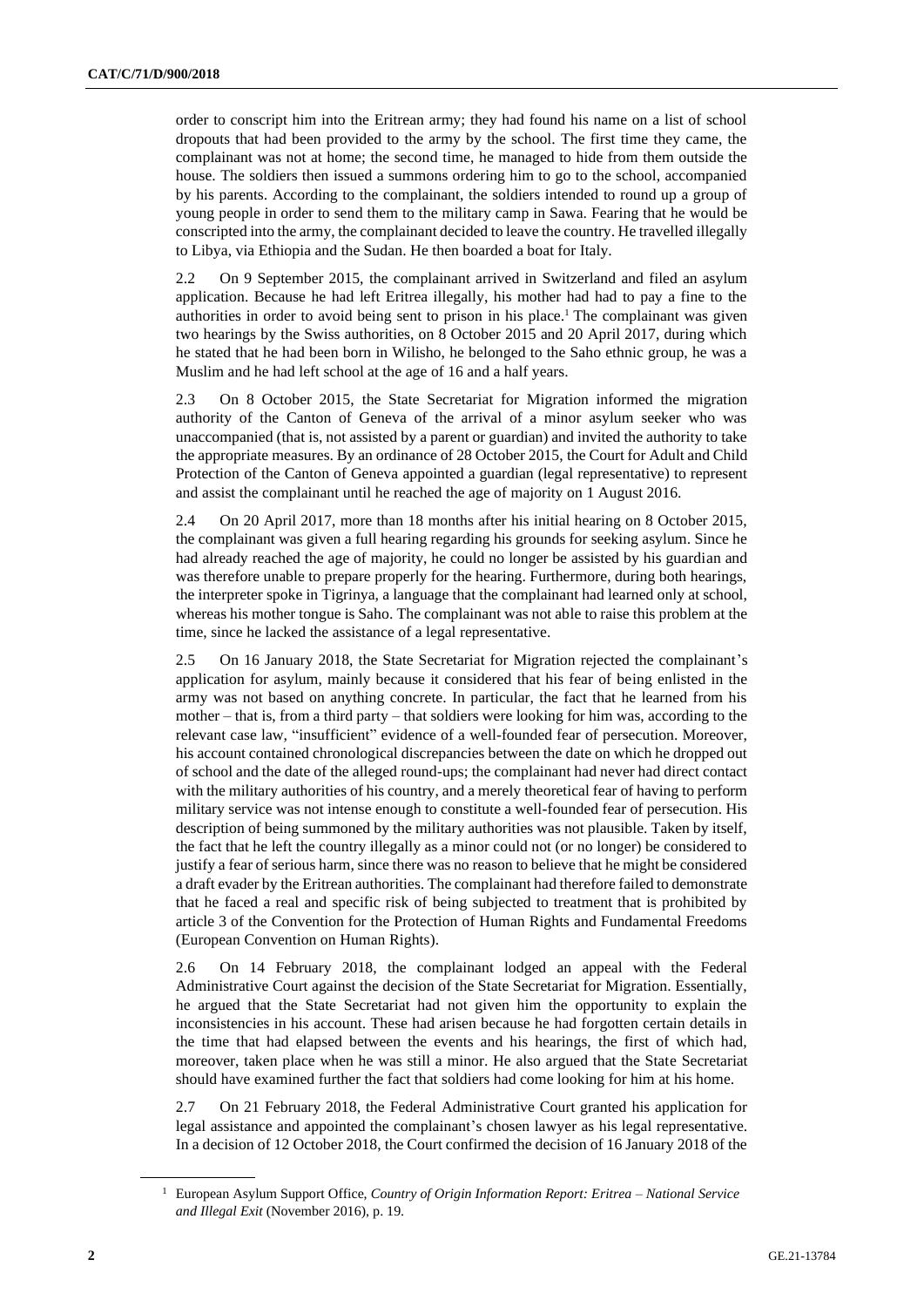order to conscript him into the Eritrean army; they had found his name on a list of school dropouts that had been provided to the army by the school. The first time they came, the complainant was not at home; the second time, he managed to hide from them outside the house. The soldiers then issued a summons ordering him to go to the school, accompanied by his parents. According to the complainant, the soldiers intended to round up a group of young people in order to send them to the military camp in Sawa. Fearing that he would be conscripted into the army, the complainant decided to leave the country. He travelled illegally to Libya, via Ethiopia and the Sudan. He then boarded a boat for Italy.

2.2 On 9 September 2015, the complainant arrived in Switzerland and filed an asylum application. Because he had left Eritrea illegally, his mother had had to pay a fine to the authorities in order to avoid being sent to prison in his place.[1] The complainant was given two hearings by the Swiss authorities, on 8 October 2015 and 20 April 2017, during which he stated that he had been born in Wilisho, he belonged to the Saho ethnic group, he was a Muslim and he had left school at the age of 16 and a half years.

2.3 On 8 October 2015, the State Secretariat for Migration informed the migration authority of the Canton of Geneva of the arrival of a minor asylum seeker who was unaccompanied (that is, not assisted by a parent or guardian) and invited the authority to take the appropriate measures. By an ordinance of 28 October 2015, the Court for Adult and Child Protection of the Canton of Geneva appointed a guardian (legal representative) to represent and assist the complainant until he reached the age of majority on 1 August 2016.

2.4 On 20 April 2017, more than 18 months after his initial hearing on 8 October 2015, the complainant was given a full hearing regarding his grounds for seeking asylum. Since he had already reached the age of majority, he could no longer be assisted by his guardian and was therefore unable to prepare properly for the hearing. Furthermore, during both hearings, the interpreter spoke in Tigrinya, a language that the complainant had learned only at school, whereas his mother tongue is Saho. The complainant was not able to raise this problem at the time, since he lacked the assistance of a legal representative.

2.5 On 16 January 2018, the State Secretariat for Migration rejected the complainant's application for asylum, mainly because it considered that his fear of being enlisted in the army was not based on anything concrete. In particular, the fact that he learned from his mother – that is, from a third party – that soldiers were looking for him was, according to the relevant case law, "insufficient" evidence of a well-founded fear of persecution. Moreover, his account contained chronological discrepancies between the date on which he dropped out of school and the date of the alleged round-ups; the complainant had never had direct contact with the military authorities of his country, and a merely theoretical fear of having to perform military service was not intense enough to constitute a well-founded fear of persecution. His description of being summoned by the military authorities was not plausible. Taken by itself, the fact that he left the country illegally as a minor could not (or no longer) be considered to justify a fear of serious harm, since there was no reason to believe that he might be considered a draft evader by the Eritrean authorities. The complainant had therefore failed to demonstrate that he faced a real and specific risk of being subjected to treatment that is prohibited by article 3 of the Convention for the Protection of Human Rights and Fundamental Freedoms (European Convention on Human Rights).

2.6 On 14 February 2018, the complainant lodged an appeal with the Federal Administrative Court against the decision of the State Secretariat for Migration. Essentially, he argued that the State Secretariat had not given him the opportunity to explain the inconsistencies in his account. These had arisen because he had forgotten certain details in the time that had elapsed between the events and his hearings, the first of which had, moreover, taken place when he was still a minor. He also argued that the State Secretariat should have examined further the fact that soldiers had come looking for him at his home.

2.7 On 21 February 2018, the Federal Administrative Court granted his application for legal assistance and appointed the complainant's chosen lawyer as his legal representative. In a decision of 12 October 2018, the Court confirmed the decision of 16 January 2018 of the

[1] European Asylum Support Office, *Country of Origin Information Report: Eritrea – National Service and Illegal Exit* (November 2016), p. 19.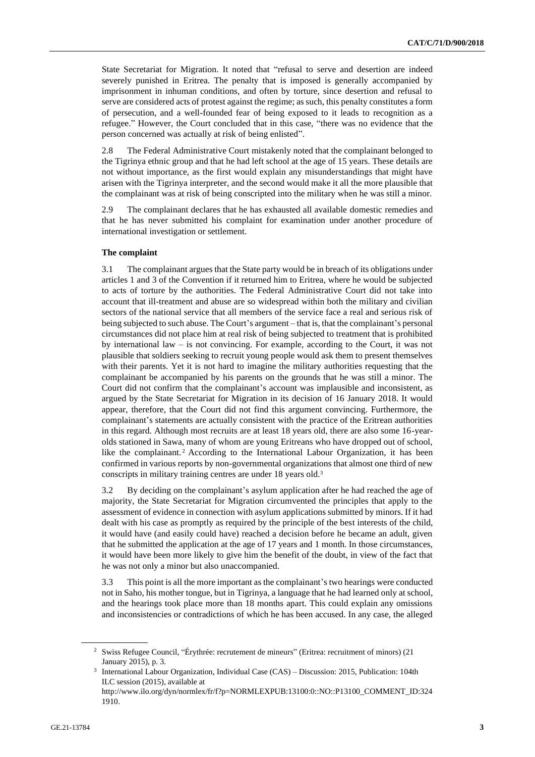State Secretariat for Migration. It noted that "refusal to serve and desertion are indeed severely punished in Eritrea. The penalty that is imposed is generally accompanied by imprisonment in inhuman conditions, and often by torture, since desertion and refusal to serve are considered acts of protest against the regime; as such, this penalty constitutes a form of persecution, and a well-founded fear of being exposed to it leads to recognition as a refugee." However, the Court concluded that in this case, "there was no evidence that the person concerned was actually at risk of being enlisted".

2.8 The Federal Administrative Court mistakenly noted that the complainant belonged to the Tigrinya ethnic group and that he had left school at the age of 15 years. These details are not without importance, as the first would explain any misunderstandings that might have arisen with the Tigrinya interpreter, and the second would make it all the more plausible that the complainant was at risk of being conscripted into the military when he was still a minor.

2.9 The complainant declares that he has exhausted all available domestic remedies and that he has never submitted his complaint for examination under another procedure of international investigation or settlement.

**The complaint**

3.1 The complainant argues that the State party would be in breach of its obligations under articles 1 and 3 of the Convention if it returned him to Eritrea, where he would be subjected to acts of torture by the authorities. The Federal Administrative Court did not take into account that ill-treatment and abuse are so widespread within both the military and civilian sectors of the national service that all members of the service face a real and serious risk of being subjected to such abuse. The Court's argument – that is, that the complainant's personal circumstances did not place him at real risk of being subjected to treatment that is prohibited by international law – is not convincing. For example, according to the Court, it was not plausible that soldiers seeking to recruit young people would ask them to present themselves with their parents. Yet it is not hard to imagine the military authorities requesting that the complainant be accompanied by his parents on the grounds that he was still a minor. The Court did not confirm that the complainant's account was implausible and inconsistent, as argued by the State Secretariat for Migration in its decision of 16 January 2018. It would appear, therefore, that the Court did not find this argument convincing. Furthermore, the complainant's statements are actually consistent with the practice of the Eritrean authorities in this regard. Although most recruits are at least 18 years old, there are also some 16-year-olds stationed in Sawa, many of whom are young Eritreans who have dropped out of school, like the complainant.[2] According to the International Labour Organization, it has been confirmed in various reports by non-governmental organizations that almost one third of new conscripts in military training centres are under 18 years old.[3]

3.2 By deciding on the complainant's asylum application after he had reached the age of majority, the State Secretariat for Migration circumvented the principles that apply to the assessment of evidence in connection with asylum applications submitted by minors. If it had dealt with his case as promptly as required by the principle of the best interests of the child, it would have (and easily could have) reached a decision before he became an adult, given that he submitted the application at the age of 17 years and 1 month. In those circumstances, it would have been more likely to give him the benefit of the doubt, in view of the fact that he was not only a minor but also unaccompanied.

3.3 This point is all the more important as the complainant's two hearings were conducted not in Saho, his mother tongue, but in Tigrinya, a language that he had learned only at school, and the hearings took place more than 18 months apart. This could explain any omissions and inconsistencies or contradictions of which he has been accused. In any case, the alleged

---

[2] Swiss Refugee Council, "Érythrée: recrutement de mineurs" (Eritrea: recruitment of minors) (21 January 2015), p. 3.

[3] International Labour Organization, Individual Case (CAS) – Discussion: 2015, Publication: 104th ILC session (2015), available at http://www.ilo.org/dyn/normlex/fr/f?p=NORMLEXPUB:13100:0::NO::P13100_COMMENT_ID:3241910.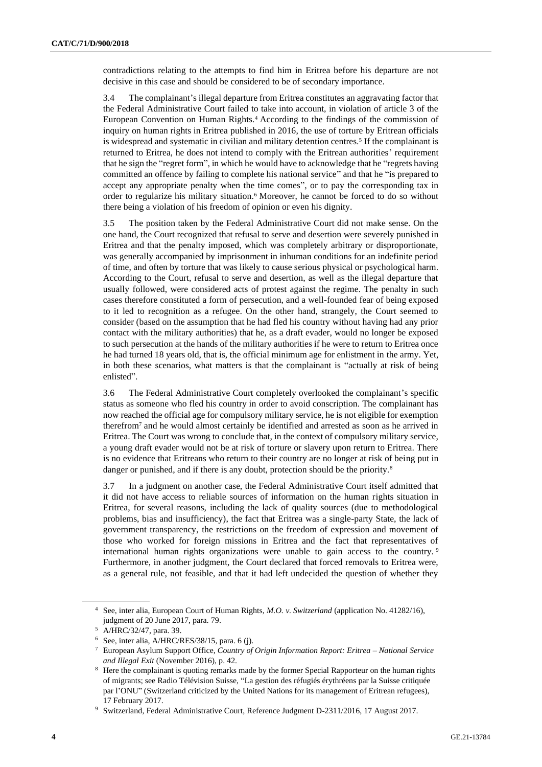contradictions relating to the attempts to find him in Eritrea before his departure are not decisive in this case and should be considered to be of secondary importance.

3.4 The complainant's illegal departure from Eritrea constitutes an aggravating factor that the Federal Administrative Court failed to take into account, in violation of article 3 of the European Convention on Human Rights.[4] According to the findings of the commission of inquiry on human rights in Eritrea published in 2016, the use of torture by Eritrean officials is widespread and systematic in civilian and military detention centres.[5] If the complainant is returned to Eritrea, he does not intend to comply with the Eritrean authorities' requirement that he sign the "regret form", in which he would have to acknowledge that he "regrets having committed an offence by failing to complete his national service" and that he "is prepared to accept any appropriate penalty when the time comes", or to pay the corresponding tax in order to regularize his military situation.[6] Moreover, he cannot be forced to do so without there being a violation of his freedom of opinion or even his dignity.

3.5 The position taken by the Federal Administrative Court did not make sense. On the one hand, the Court recognized that refusal to serve and desertion were severely punished in Eritrea and that the penalty imposed, which was completely arbitrary or disproportionate, was generally accompanied by imprisonment in inhuman conditions for an indefinite period of time, and often by torture that was likely to cause serious physical or psychological harm. According to the Court, refusal to serve and desertion, as well as the illegal departure that usually followed, were considered acts of protest against the regime. The penalty in such cases therefore constituted a form of persecution, and a well-founded fear of being exposed to it led to recognition as a refugee. On the other hand, strangely, the Court seemed to consider (based on the assumption that he had fled his country without having had any prior contact with the military authorities) that he, as a draft evader, would no longer be exposed to such persecution at the hands of the military authorities if he were to return to Eritrea once he had turned 18 years old, that is, the official minimum age for enlistment in the army. Yet, in both these scenarios, what matters is that the complainant is "actually at risk of being enlisted".

3.6 The Federal Administrative Court completely overlooked the complainant's specific status as someone who fled his country in order to avoid conscription. The complainant has now reached the official age for compulsory military service, he is not eligible for exemption therefrom[7] and he would almost certainly be identified and arrested as soon as he arrived in Eritrea. The Court was wrong to conclude that, in the context of compulsory military service, a young draft evader would not be at risk of torture or slavery upon return to Eritrea. There is no evidence that Eritreans who return to their country are no longer at risk of being put in danger or punished, and if there is any doubt, protection should be the priority.[8]

3.7 In a judgment on another case, the Federal Administrative Court itself admitted that it did not have access to reliable sources of information on the human rights situation in Eritrea, for several reasons, including the lack of quality sources (due to methodological problems, bias and insufficiency), the fact that Eritrea was a single-party State, the lack of government transparency, the restrictions on the freedom of expression and movement of those who worked for foreign missions in Eritrea and the fact that representatives of international human rights organizations were unable to gain access to the country.[9] Furthermore, in another judgment, the Court declared that forced removals to Eritrea were, as a general rule, not feasible, and that it had left undecided the question of whether they

---

[4] See, inter alia, European Court of Human Rights, *M.O. v. Switzerland* (application No. 41282/16), judgment of 20 June 2017, para. 79.

[5] A/HRC/32/47, para. 39.

[6] See, inter alia, A/HRC/RES/38/15, para. 6 (j).

[7] European Asylum Support Office, *Country of Origin Information Report: Eritrea – National Service and Illegal Exit* (November 2016), p. 42.

[8] Here the complainant is quoting remarks made by the former Special Rapporteur on the human rights of migrants; see Radio Télévision Suisse, "La gestion des réfugiés érythréens par la Suisse critiquée par l'ONU" (Switzerland criticized by the United Nations for its management of Eritrean refugees), 17 February 2017.

[9] Switzerland, Federal Administrative Court, Reference Judgment D-2311/2016, 17 August 2017.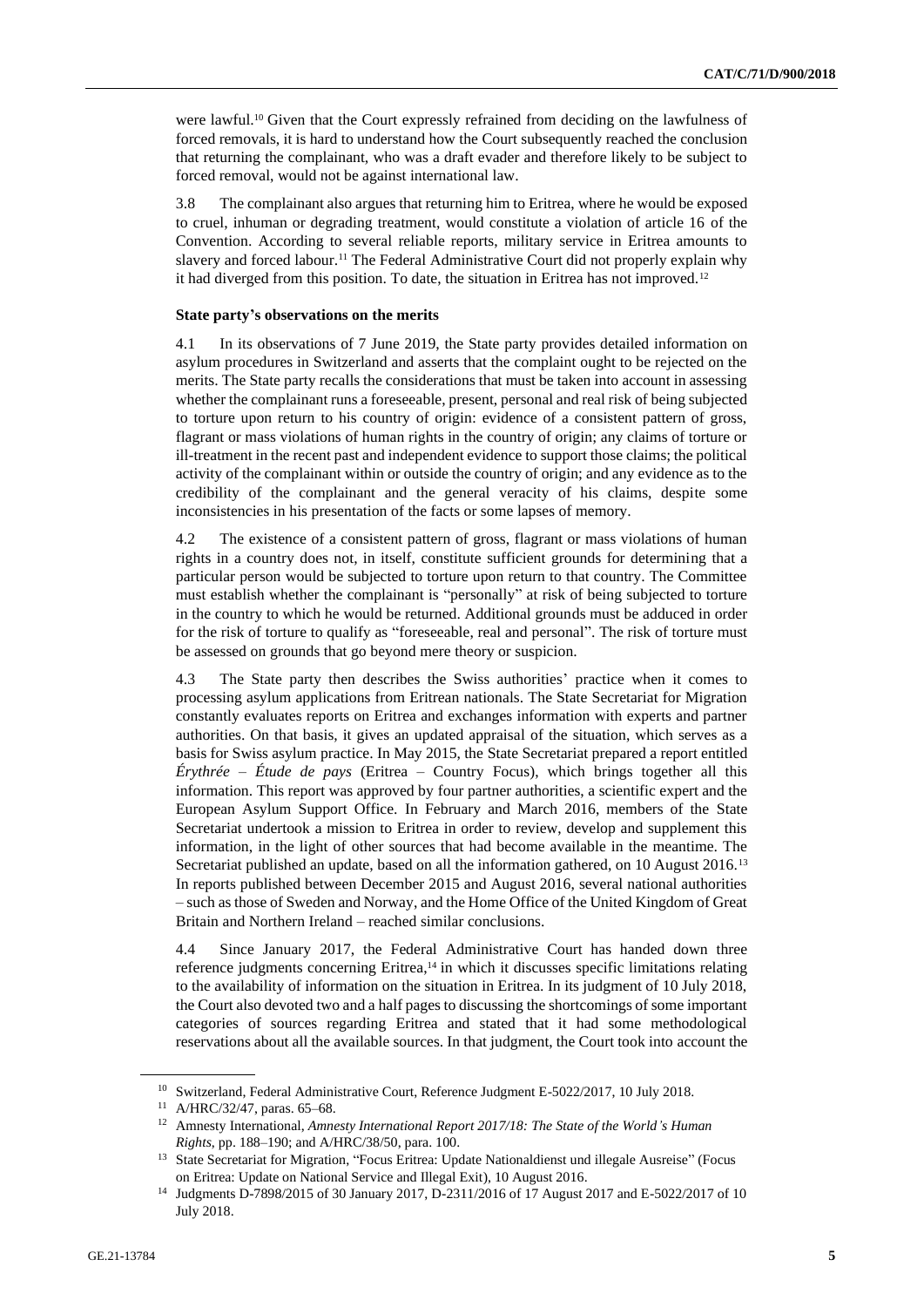were lawful.[10] Given that the Court expressly refrained from deciding on the lawfulness of forced removals, it is hard to understand how the Court subsequently reached the conclusion that returning the complainant, who was a draft evader and therefore likely to be subject to forced removal, would not be against international law.

3.8 The complainant also argues that returning him to Eritrea, where he would be exposed to cruel, inhuman or degrading treatment, would constitute a violation of article 16 of the Convention. According to several reliable reports, military service in Eritrea amounts to slavery and forced labour.[11] The Federal Administrative Court did not properly explain why it had diverged from this position. To date, the situation in Eritrea has not improved.[12]

**State party's observations on the merits**

4.1 In its observations of 7 June 2019, the State party provides detailed information on asylum procedures in Switzerland and asserts that the complaint ought to be rejected on the merits. The State party recalls the considerations that must be taken into account in assessing whether the complainant runs a foreseeable, present, personal and real risk of being subjected to torture upon return to his country of origin: evidence of a consistent pattern of gross, flagrant or mass violations of human rights in the country of origin; any claims of torture or ill-treatment in the recent past and independent evidence to support those claims; the political activity of the complainant within or outside the country of origin; and any evidence as to the credibility of the complainant and the general veracity of his claims, despite some inconsistencies in his presentation of the facts or some lapses of memory.

4.2 The existence of a consistent pattern of gross, flagrant or mass violations of human rights in a country does not, in itself, constitute sufficient grounds for determining that a particular person would be subjected to torture upon return to that country. The Committee must establish whether the complainant is "personally" at risk of being subjected to torture in the country to which he would be returned. Additional grounds must be adduced in order for the risk of torture to qualify as "foreseeable, real and personal". The risk of torture must be assessed on grounds that go beyond mere theory or suspicion.

4.3 The State party then describes the Swiss authorities' practice when it comes to processing asylum applications from Eritrean nationals. The State Secretariat for Migration constantly evaluates reports on Eritrea and exchanges information with experts and partner authorities. On that basis, it gives an updated appraisal of the situation, which serves as a basis for Swiss asylum practice. In May 2015, the State Secretariat prepared a report entitled *Érythrée – Étude de pays* (Eritrea – Country Focus), which brings together all this information. This report was approved by four partner authorities, a scientific expert and the European Asylum Support Office. In February and March 2016, members of the State Secretariat undertook a mission to Eritrea in order to review, develop and supplement this information, in the light of other sources that had become available in the meantime. The Secretariat published an update, based on all the information gathered, on 10 August 2016.[13] In reports published between December 2015 and August 2016, several national authorities – such as those of Sweden and Norway, and the Home Office of the United Kingdom of Great Britain and Northern Ireland – reached similar conclusions.

4.4 Since January 2017, the Federal Administrative Court has handed down three reference judgments concerning Eritrea,[14] in which it discusses specific limitations relating to the availability of information on the situation in Eritrea. In its judgment of 10 July 2018, the Court also devoted two and a half pages to discussing the shortcomings of some important categories of sources regarding Eritrea and stated that it had some methodological reservations about all the available sources. In that judgment, the Court took into account the

---

[10] Switzerland, Federal Administrative Court, Reference Judgment E-5022/2017, 10 July 2018.

[11] A/HRC/32/47, paras. 65–68.

[12] Amnesty International, *Amnesty International Report 2017/18: The State of the World's Human Rights*, pp. 188–190; and A/HRC/38/50, para. 100.

[13] State Secretariat for Migration, "Focus Eritrea: Update Nationaldienst und illegale Ausreise" (Focus on Eritrea: Update on National Service and Illegal Exit), 10 August 2016.

[14] Judgments D-7898/2015 of 30 January 2017, D-2311/2016 of 17 August 2017 and E-5022/2017 of 10 July 2018.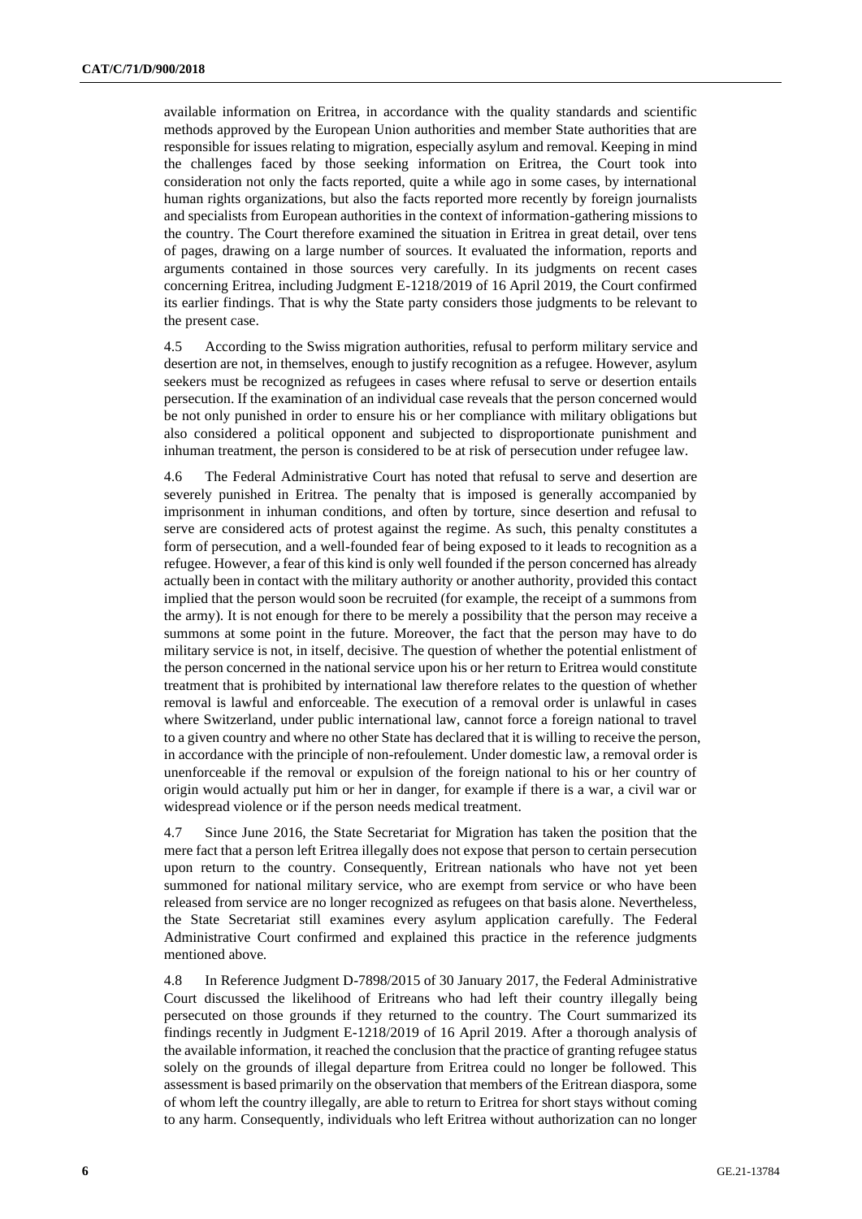available information on Eritrea, in accordance with the quality standards and scientific methods approved by the European Union authorities and member State authorities that are responsible for issues relating to migration, especially asylum and removal. Keeping in mind the challenges faced by those seeking information on Eritrea, the Court took into consideration not only the facts reported, quite a while ago in some cases, by international human rights organizations, but also the facts reported more recently by foreign journalists and specialists from European authorities in the context of information-gathering missions to the country. The Court therefore examined the situation in Eritrea in great detail, over tens of pages, drawing on a large number of sources. It evaluated the information, reports and arguments contained in those sources very carefully. In its judgments on recent cases concerning Eritrea, including Judgment E-1218/2019 of 16 April 2019, the Court confirmed its earlier findings. That is why the State party considers those judgments to be relevant to the present case.

4.5 According to the Swiss migration authorities, refusal to perform military service and desertion are not, in themselves, enough to justify recognition as a refugee. However, asylum seekers must be recognized as refugees in cases where refusal to serve or desertion entails persecution. If the examination of an individual case reveals that the person concerned would be not only punished in order to ensure his or her compliance with military obligations but also considered a political opponent and subjected to disproportionate punishment and inhuman treatment, the person is considered to be at risk of persecution under refugee law.

4.6 The Federal Administrative Court has noted that refusal to serve and desertion are severely punished in Eritrea. The penalty that is imposed is generally accompanied by imprisonment in inhuman conditions, and often by torture, since desertion and refusal to serve are considered acts of protest against the regime. As such, this penalty constitutes a form of persecution, and a well-founded fear of being exposed to it leads to recognition as a refugee. However, a fear of this kind is only well founded if the person concerned has already actually been in contact with the military authority or another authority, provided this contact implied that the person would soon be recruited (for example, the receipt of a summons from the army). It is not enough for there to be merely a possibility that the person may receive a summons at some point in the future. Moreover, the fact that the person may have to do military service is not, in itself, decisive. The question of whether the potential enlistment of the person concerned in the national service upon his or her return to Eritrea would constitute treatment that is prohibited by international law therefore relates to the question of whether removal is lawful and enforceable. The execution of a removal order is unlawful in cases where Switzerland, under public international law, cannot force a foreign national to travel to a given country and where no other State has declared that it is willing to receive the person, in accordance with the principle of non-refoulement. Under domestic law, a removal order is unenforceable if the removal or expulsion of the foreign national to his or her country of origin would actually put him or her in danger, for example if there is a war, a civil war or widespread violence or if the person needs medical treatment.

4.7 Since June 2016, the State Secretariat for Migration has taken the position that the mere fact that a person left Eritrea illegally does not expose that person to certain persecution upon return to the country. Consequently, Eritrean nationals who have not yet been summoned for national military service, who are exempt from service or who have been released from service are no longer recognized as refugees on that basis alone. Nevertheless, the State Secretariat still examines every asylum application carefully. The Federal Administrative Court confirmed and explained this practice in the reference judgments mentioned above.

4.8 In Reference Judgment D-7898/2015 of 30 January 2017, the Federal Administrative Court discussed the likelihood of Eritreans who had left their country illegally being persecuted on those grounds if they returned to the country. The Court summarized its findings recently in Judgment E-1218/2019 of 16 April 2019. After a thorough analysis of the available information, it reached the conclusion that the practice of granting refugee status solely on the grounds of illegal departure from Eritrea could no longer be followed. This assessment is based primarily on the observation that members of the Eritrean diaspora, some of whom left the country illegally, are able to return to Eritrea for short stays without coming to any harm. Consequently, individuals who left Eritrea without authorization can no longer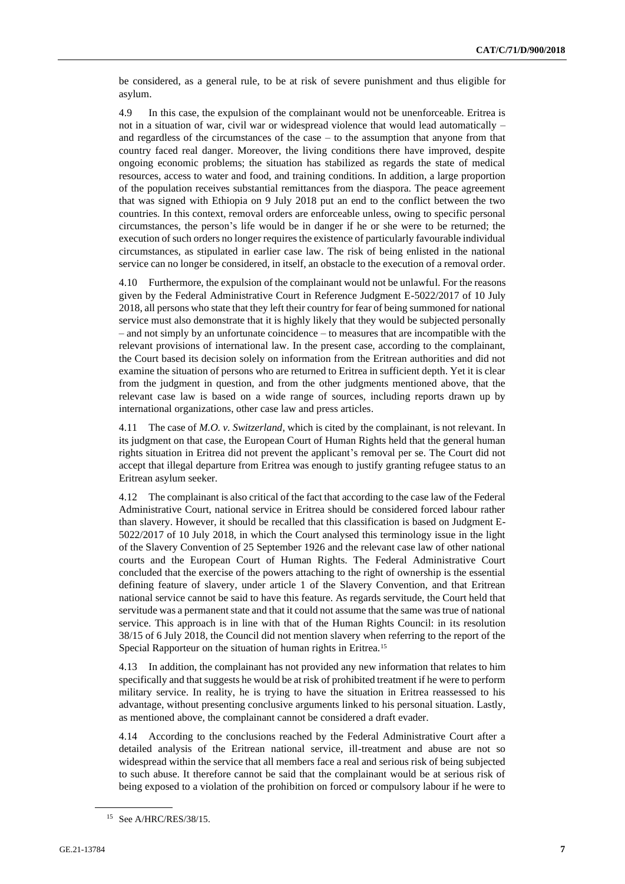be considered, as a general rule, to be at risk of severe punishment and thus eligible for asylum.

4.9 In this case, the expulsion of the complainant would not be unenforceable. Eritrea is not in a situation of war, civil war or widespread violence that would lead automatically – and regardless of the circumstances of the case – to the assumption that anyone from that country faced real danger. Moreover, the living conditions there have improved, despite ongoing economic problems; the situation has stabilized as regards the state of medical resources, access to water and food, and training conditions. In addition, a large proportion of the population receives substantial remittances from the diaspora. The peace agreement that was signed with Ethiopia on 9 July 2018 put an end to the conflict between the two countries. In this context, removal orders are enforceable unless, owing to specific personal circumstances, the person's life would be in danger if he or she were to be returned; the execution of such orders no longer requires the existence of particularly favourable individual circumstances, as stipulated in earlier case law. The risk of being enlisted in the national service can no longer be considered, in itself, an obstacle to the execution of a removal order.

4.10 Furthermore, the expulsion of the complainant would not be unlawful. For the reasons given by the Federal Administrative Court in Reference Judgment E-5022/2017 of 10 July 2018, all persons who state that they left their country for fear of being summoned for national service must also demonstrate that it is highly likely that they would be subjected personally – and not simply by an unfortunate coincidence – to measures that are incompatible with the relevant provisions of international law. In the present case, according to the complainant, the Court based its decision solely on information from the Eritrean authorities and did not examine the situation of persons who are returned to Eritrea in sufficient depth. Yet it is clear from the judgment in question, and from the other judgments mentioned above, that the relevant case law is based on a wide range of sources, including reports drawn up by international organizations, other case law and press articles.

4.11 The case of *M.O. v. Switzerland*, which is cited by the complainant, is not relevant. In its judgment on that case, the European Court of Human Rights held that the general human rights situation in Eritrea did not prevent the applicant's removal per se. The Court did not accept that illegal departure from Eritrea was enough to justify granting refugee status to an Eritrean asylum seeker.

4.12 The complainant is also critical of the fact that according to the case law of the Federal Administrative Court, national service in Eritrea should be considered forced labour rather than slavery. However, it should be recalled that this classification is based on Judgment E-5022/2017 of 10 July 2018, in which the Court analysed this terminology issue in the light of the Slavery Convention of 25 September 1926 and the relevant case law of other national courts and the European Court of Human Rights. The Federal Administrative Court concluded that the exercise of the powers attaching to the right of ownership is the essential defining feature of slavery, under article 1 of the Slavery Convention, and that Eritrean national service cannot be said to have this feature. As regards servitude, the Court held that servitude was a permanent state and that it could not assume that the same was true of national service. This approach is in line with that of the Human Rights Council: in its resolution 38/15 of 6 July 2018, the Council did not mention slavery when referring to the report of the Special Rapporteur on the situation of human rights in Eritrea.[15]

4.13 In addition, the complainant has not provided any new information that relates to him specifically and that suggests he would be at risk of prohibited treatment if he were to perform military service. In reality, he is trying to have the situation in Eritrea reassessed to his advantage, without presenting conclusive arguments linked to his personal situation. Lastly, as mentioned above, the complainant cannot be considered a draft evader.

4.14 According to the conclusions reached by the Federal Administrative Court after a detailed analysis of the Eritrean national service, ill-treatment and abuse are not so widespread within the service that all members face a real and serious risk of being subjected to such abuse. It therefore cannot be said that the complainant would be at serious risk of being exposed to a violation of the prohibition on forced or compulsory labour if he were to

[15] See A/HRC/RES/38/15.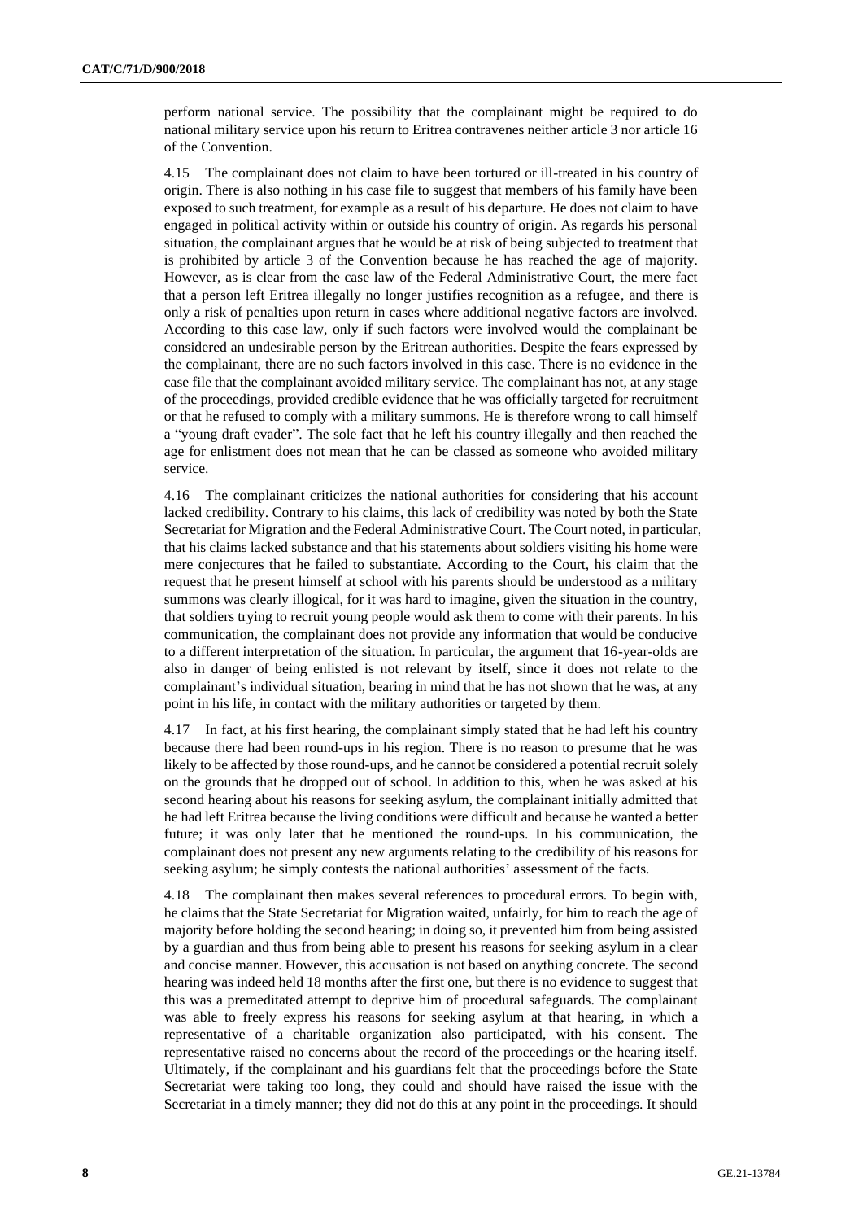perform national service. The possibility that the complainant might be required to do national military service upon his return to Eritrea contravenes neither article 3 nor article 16 of the Convention.

4.15 The complainant does not claim to have been tortured or ill-treated in his country of origin. There is also nothing in his case file to suggest that members of his family have been exposed to such treatment, for example as a result of his departure. He does not claim to have engaged in political activity within or outside his country of origin. As regards his personal situation, the complainant argues that he would be at risk of being subjected to treatment that is prohibited by article 3 of the Convention because he has reached the age of majority. However, as is clear from the case law of the Federal Administrative Court, the mere fact that a person left Eritrea illegally no longer justifies recognition as a refugee, and there is only a risk of penalties upon return in cases where additional negative factors are involved. According to this case law, only if such factors were involved would the complainant be considered an undesirable person by the Eritrean authorities. Despite the fears expressed by the complainant, there are no such factors involved in this case. There is no evidence in the case file that the complainant avoided military service. The complainant has not, at any stage of the proceedings, provided credible evidence that he was officially targeted for recruitment or that he refused to comply with a military summons. He is therefore wrong to call himself a "young draft evader". The sole fact that he left his country illegally and then reached the age for enlistment does not mean that he can be classed as someone who avoided military service.

4.16 The complainant criticizes the national authorities for considering that his account lacked credibility. Contrary to his claims, this lack of credibility was noted by both the State Secretariat for Migration and the Federal Administrative Court. The Court noted, in particular, that his claims lacked substance and that his statements about soldiers visiting his home were mere conjectures that he failed to substantiate. According to the Court, his claim that the request that he present himself at school with his parents should be understood as a military summons was clearly illogical, for it was hard to imagine, given the situation in the country, that soldiers trying to recruit young people would ask them to come with their parents. In his communication, the complainant does not provide any information that would be conducive to a different interpretation of the situation. In particular, the argument that 16-year-olds are also in danger of being enlisted is not relevant by itself, since it does not relate to the complainant's individual situation, bearing in mind that he has not shown that he was, at any point in his life, in contact with the military authorities or targeted by them.

4.17 In fact, at his first hearing, the complainant simply stated that he had left his country because there had been round-ups in his region. There is no reason to presume that he was likely to be affected by those round-ups, and he cannot be considered a potential recruit solely on the grounds that he dropped out of school. In addition to this, when he was asked at his second hearing about his reasons for seeking asylum, the complainant initially admitted that he had left Eritrea because the living conditions were difficult and because he wanted a better future; it was only later that he mentioned the round-ups. In his communication, the complainant does not present any new arguments relating to the credibility of his reasons for seeking asylum; he simply contests the national authorities' assessment of the facts.

4.18 The complainant then makes several references to procedural errors. To begin with, he claims that the State Secretariat for Migration waited, unfairly, for him to reach the age of majority before holding the second hearing; in doing so, it prevented him from being assisted by a guardian and thus from being able to present his reasons for seeking asylum in a clear and concise manner. However, this accusation is not based on anything concrete. The second hearing was indeed held 18 months after the first one, but there is no evidence to suggest that this was a premeditated attempt to deprive him of procedural safeguards. The complainant was able to freely express his reasons for seeking asylum at that hearing, in which a representative of a charitable organization also participated, with his consent. The representative raised no concerns about the record of the proceedings or the hearing itself. Ultimately, if the complainant and his guardians felt that the proceedings before the State Secretariat were taking too long, they could and should have raised the issue with the Secretariat in a timely manner; they did not do this at any point in the proceedings. It should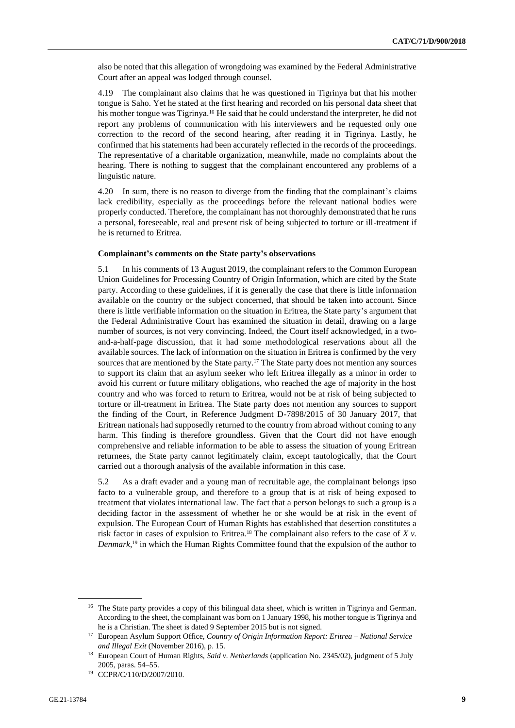also be noted that this allegation of wrongdoing was examined by the Federal Administrative Court after an appeal was lodged through counsel.

4.19 The complainant also claims that he was questioned in Tigrinya but that his mother tongue is Saho. Yet he stated at the first hearing and recorded on his personal data sheet that his mother tongue was Tigrinya.[16] He said that he could understand the interpreter, he did not report any problems of communication with his interviewers and he requested only one correction to the record of the second hearing, after reading it in Tigrinya. Lastly, he confirmed that his statements had been accurately reflected in the records of the proceedings. The representative of a charitable organization, meanwhile, made no complaints about the hearing. There is nothing to suggest that the complainant encountered any problems of a linguistic nature.

4.20 In sum, there is no reason to diverge from the finding that the complainant's claims lack credibility, especially as the proceedings before the relevant national bodies were properly conducted. Therefore, the complainant has not thoroughly demonstrated that he runs a personal, foreseeable, real and present risk of being subjected to torture or ill-treatment if he is returned to Eritrea.

**Complainant's comments on the State party's observations**

5.1 In his comments of 13 August 2019, the complainant refers to the Common European Union Guidelines for Processing Country of Origin Information, which are cited by the State party. According to these guidelines, if it is generally the case that there is little information available on the country or the subject concerned, that should be taken into account. Since there is little verifiable information on the situation in Eritrea, the State party's argument that the Federal Administrative Court has examined the situation in detail, drawing on a large number of sources, is not very convincing. Indeed, the Court itself acknowledged, in a two-and-a-half-page discussion, that it had some methodological reservations about all the available sources. The lack of information on the situation in Eritrea is confirmed by the very sources that are mentioned by the State party.[17] The State party does not mention any sources to support its claim that an asylum seeker who left Eritrea illegally as a minor in order to avoid his current or future military obligations, who reached the age of majority in the host country and who was forced to return to Eritrea, would not be at risk of being subjected to torture or ill-treatment in Eritrea. The State party does not mention any sources to support the finding of the Court, in Reference Judgment D-7898/2015 of 30 January 2017, that Eritrean nationals had supposedly returned to the country from abroad without coming to any harm. This finding is therefore groundless. Given that the Court did not have enough comprehensive and reliable information to be able to assess the situation of young Eritrean returnees, the State party cannot legitimately claim, except tautologically, that the Court carried out a thorough analysis of the available information in this case.

5.2 As a draft evader and a young man of recruitable age, the complainant belongs ipso facto to a vulnerable group, and therefore to a group that is at risk of being exposed to treatment that violates international law. The fact that a person belongs to such a group is a deciding factor in the assessment of whether he or she would be at risk in the event of expulsion. The European Court of Human Rights has established that desertion constitutes a risk factor in cases of expulsion to Eritrea.[18] The complainant also refers to the case of *X v. Denmark*,[19] in which the Human Rights Committee found that the expulsion of the author to

---

[16] The State party provides a copy of this bilingual data sheet, which is written in Tigrinya and German. According to the sheet, the complainant was born on 1 January 1998, his mother tongue is Tigrinya and he is a Christian. The sheet is dated 9 September 2015 but is not signed.

[17] European Asylum Support Office, *Country of Origin Information Report: Eritrea – National Service and Illegal Exit* (November 2016), p. 15.

[18] European Court of Human Rights, *Said v. Netherlands* (application No. 2345/02), judgment of 5 July 2005, paras. 54–55.

[19] CCPR/C/110/D/2007/2010.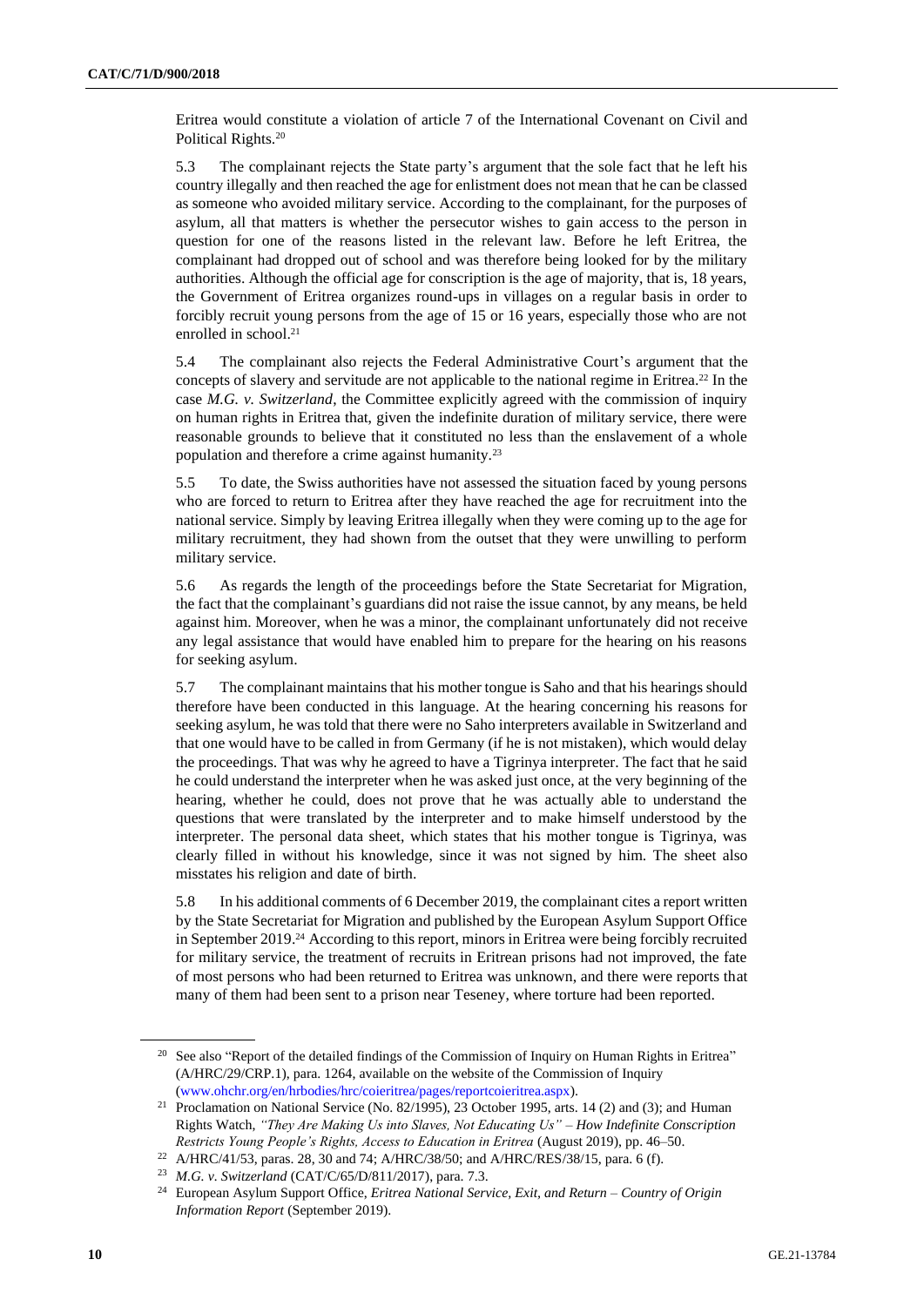Eritrea would constitute a violation of article 7 of the International Covenant on Civil and Political Rights.[20]

5.3 The complainant rejects the State party's argument that the sole fact that he left his country illegally and then reached the age for enlistment does not mean that he can be classed as someone who avoided military service. According to the complainant, for the purposes of asylum, all that matters is whether the persecutor wishes to gain access to the person in question for one of the reasons listed in the relevant law. Before he left Eritrea, the complainant had dropped out of school and was therefore being looked for by the military authorities. Although the official age for conscription is the age of majority, that is, 18 years, the Government of Eritrea organizes round-ups in villages on a regular basis in order to forcibly recruit young persons from the age of 15 or 16 years, especially those who are not enrolled in school.[21]

5.4 The complainant also rejects the Federal Administrative Court's argument that the concepts of slavery and servitude are not applicable to the national regime in Eritrea.[22] In the case *M.G. v. Switzerland*, the Committee explicitly agreed with the commission of inquiry on human rights in Eritrea that, given the indefinite duration of military service, there were reasonable grounds to believe that it constituted no less than the enslavement of a whole population and therefore a crime against humanity.[23]

5.5 To date, the Swiss authorities have not assessed the situation faced by young persons who are forced to return to Eritrea after they have reached the age for recruitment into the national service. Simply by leaving Eritrea illegally when they were coming up to the age for military recruitment, they had shown from the outset that they were unwilling to perform military service.

5.6 As regards the length of the proceedings before the State Secretariat for Migration, the fact that the complainant's guardians did not raise the issue cannot, by any means, be held against him. Moreover, when he was a minor, the complainant unfortunately did not receive any legal assistance that would have enabled him to prepare for the hearing on his reasons for seeking asylum.

5.7 The complainant maintains that his mother tongue is Saho and that his hearings should therefore have been conducted in this language. At the hearing concerning his reasons for seeking asylum, he was told that there were no Saho interpreters available in Switzerland and that one would have to be called in from Germany (if he is not mistaken), which would delay the proceedings. That was why he agreed to have a Tigrinya interpreter. The fact that he said he could understand the interpreter when he was asked just once, at the very beginning of the hearing, whether he could, does not prove that he was actually able to understand the questions that were translated by the interpreter and to make himself understood by the interpreter. The personal data sheet, which states that his mother tongue is Tigrinya, was clearly filled in without his knowledge, since it was not signed by him. The sheet also misstates his religion and date of birth.

5.8 In his additional comments of 6 December 2019, the complainant cites a report written by the State Secretariat for Migration and published by the European Asylum Support Office in September 2019.[24] According to this report, minors in Eritrea were being forcibly recruited for military service, the treatment of recruits in Eritrean prisons had not improved, the fate of most persons who had been returned to Eritrea was unknown, and there were reports that many of them had been sent to a prison near Teseney, where torture had been reported.

---

[20] See also "Report of the detailed findings of the Commission of Inquiry on Human Rights in Eritrea" (A/HRC/29/CRP.1), para. 1264, available on the website of the Commission of Inquiry (www.ohchr.org/en/hrbodies/hrc/coieritrea/pages/reportcoieritrea.aspx).

[21] Proclamation on National Service (No. 82/1995), 23 October 1995, arts. 14 (2) and (3); and Human Rights Watch, *"They Are Making Us into Slaves, Not Educating Us" – How Indefinite Conscription Restricts Young People's Rights, Access to Education in Eritrea* (August 2019), pp. 46–50.

[22] A/HRC/41/53, paras. 28, 30 and 74; A/HRC/38/50; and A/HRC/RES/38/15, para. 6 (f).

[23] *M.G. v. Switzerland* (CAT/C/65/D/811/2017), para. 7.3.

[24] European Asylum Support Office, *Eritrea National Service, Exit, and Return – Country of Origin Information Report* (September 2019).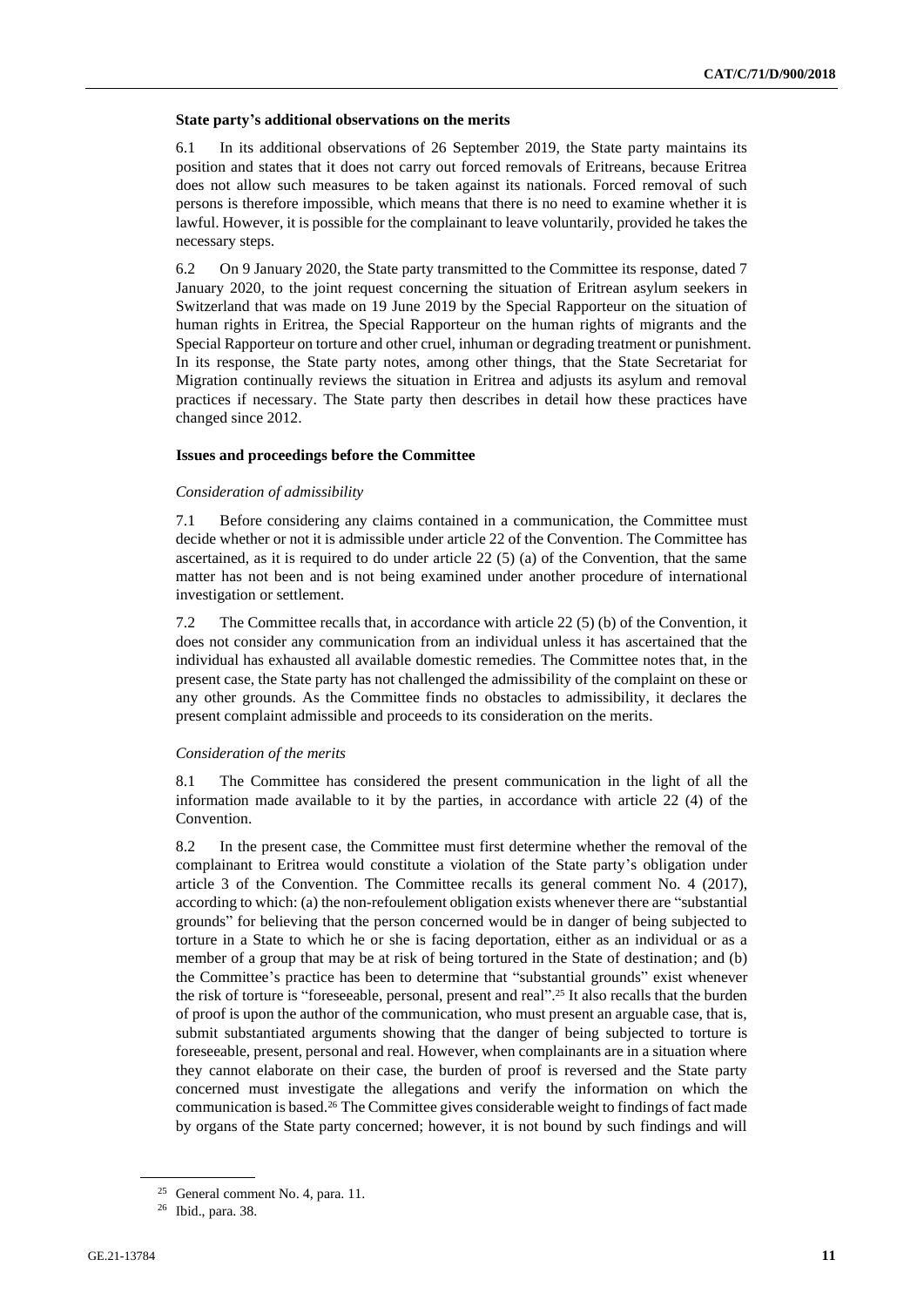### State party's additional observations on the merits

6.1 In its additional observations of 26 September 2019, the State party maintains its position and states that it does not carry out forced removals of Eritreans, because Eritrea does not allow such measures to be taken against its nationals. Forced removal of such persons is therefore impossible, which means that there is no need to examine whether it is lawful. However, it is possible for the complainant to leave voluntarily, provided he takes the necessary steps.

6.2 On 9 January 2020, the State party transmitted to the Committee its response, dated 7 January 2020, to the joint request concerning the situation of Eritrean asylum seekers in Switzerland that was made on 19 June 2019 by the Special Rapporteur on the situation of human rights in Eritrea, the Special Rapporteur on the human rights of migrants and the Special Rapporteur on torture and other cruel, inhuman or degrading treatment or punishment. In its response, the State party notes, among other things, that the State Secretariat for Migration continually reviews the situation in Eritrea and adjusts its asylum and removal practices if necessary. The State party then describes in detail how these practices have changed since 2012.

### Issues and proceedings before the Committee

*Consideration of admissibility*

7.1 Before considering any claims contained in a communication, the Committee must decide whether or not it is admissible under article 22 of the Convention. The Committee has ascertained, as it is required to do under article 22 (5) (a) of the Convention, that the same matter has not been and is not being examined under another procedure of international investigation or settlement.

7.2 The Committee recalls that, in accordance with article 22 (5) (b) of the Convention, it does not consider any communication from an individual unless it has ascertained that the individual has exhausted all available domestic remedies. The Committee notes that, in the present case, the State party has not challenged the admissibility of the complaint on these or any other grounds. As the Committee finds no obstacles to admissibility, it declares the present complaint admissible and proceeds to its consideration on the merits.

*Consideration of the merits*

8.1 The Committee has considered the present communication in the light of all the information made available to it by the parties, in accordance with article 22 (4) of the Convention.

8.2 In the present case, the Committee must first determine whether the removal of the complainant to Eritrea would constitute a violation of the State party's obligation under article 3 of the Convention. The Committee recalls its general comment No. 4 (2017), according to which: (a) the non-refoulement obligation exists whenever there are "substantial grounds" for believing that the person concerned would be in danger of being subjected to torture in a State to which he or she is facing deportation, either as an individual or as a member of a group that may be at risk of being tortured in the State of destination; and (b) the Committee's practice has been to determine that "substantial grounds" exist whenever the risk of torture is "foreseeable, personal, present and real".[25] It also recalls that the burden of proof is upon the author of the communication, who must present an arguable case, that is, submit substantiated arguments showing that the danger of being subjected to torture is foreseeable, present, personal and real. However, when complainants are in a situation where they cannot elaborate on their case, the burden of proof is reversed and the State party concerned must investigate the allegations and verify the information on which the communication is based.[26] The Committee gives considerable weight to findings of fact made by organs of the State party concerned; however, it is not bound by such findings and will

[25] General comment No. 4, para. 11.

[26] Ibid., para. 38.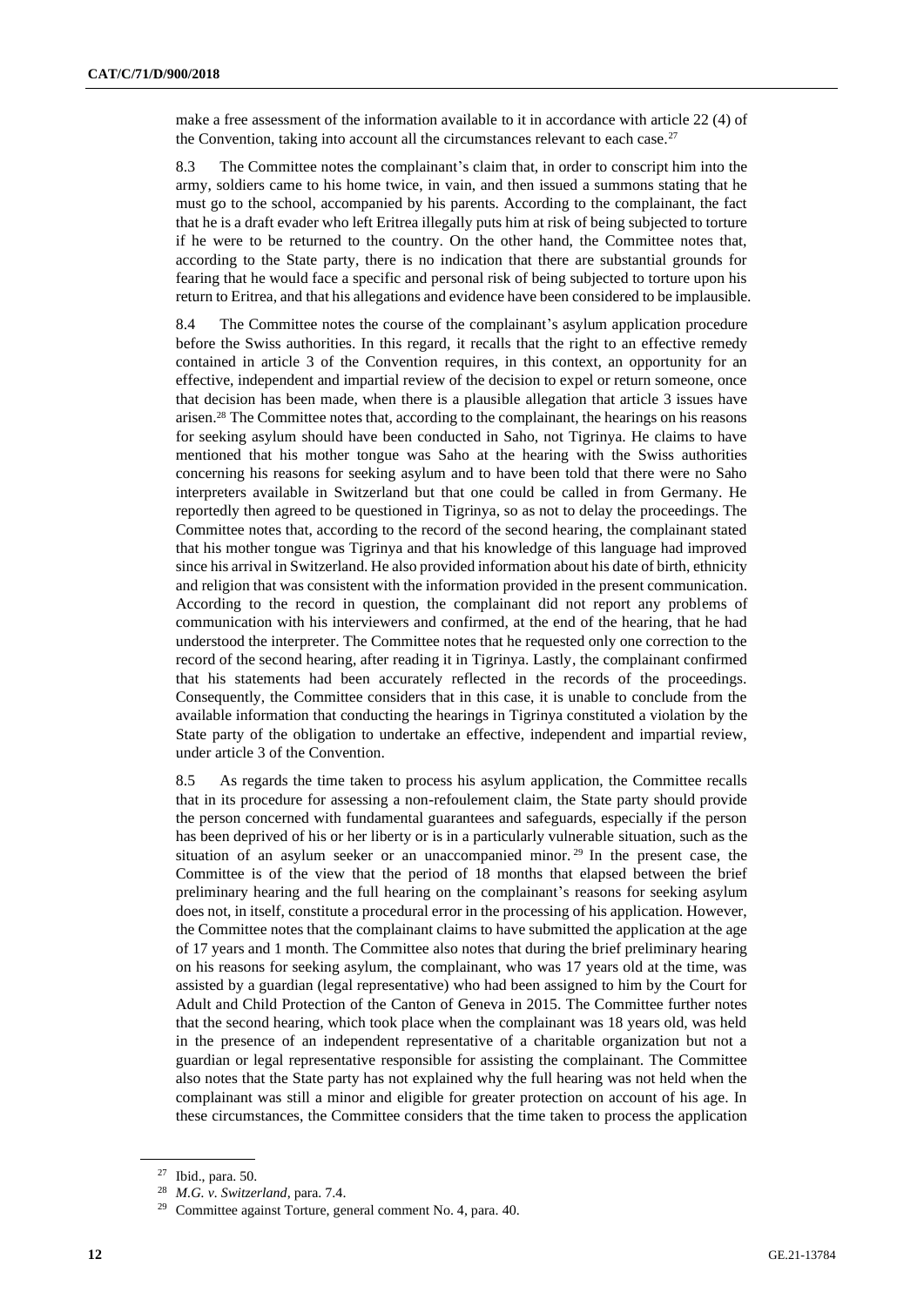make a free assessment of the information available to it in accordance with article 22 (4) of the Convention, taking into account all the circumstances relevant to each case.[27]

8.3 The Committee notes the complainant's claim that, in order to conscript him into the army, soldiers came to his home twice, in vain, and then issued a summons stating that he must go to the school, accompanied by his parents. According to the complainant, the fact that he is a draft evader who left Eritrea illegally puts him at risk of being subjected to torture if he were to be returned to the country. On the other hand, the Committee notes that, according to the State party, there is no indication that there are substantial grounds for fearing that he would face a specific and personal risk of being subjected to torture upon his return to Eritrea, and that his allegations and evidence have been considered to be implausible.

8.4 The Committee notes the course of the complainant's asylum application procedure before the Swiss authorities. In this regard, it recalls that the right to an effective remedy contained in article 3 of the Convention requires, in this context, an opportunity for an effective, independent and impartial review of the decision to expel or return someone, once that decision has been made, when there is a plausible allegation that article 3 issues have arisen.[28] The Committee notes that, according to the complainant, the hearings on his reasons for seeking asylum should have been conducted in Saho, not Tigrinya. He claims to have mentioned that his mother tongue was Saho at the hearing with the Swiss authorities concerning his reasons for seeking asylum and to have been told that there were no Saho interpreters available in Switzerland but that one could be called in from Germany. He reportedly then agreed to be questioned in Tigrinya, so as not to delay the proceedings. The Committee notes that, according to the record of the second hearing, the complainant stated that his mother tongue was Tigrinya and that his knowledge of this language had improved since his arrival in Switzerland. He also provided information about his date of birth, ethnicity and religion that was consistent with the information provided in the present communication. According to the record in question, the complainant did not report any problems of communication with his interviewers and confirmed, at the end of the hearing, that he had understood the interpreter. The Committee notes that he requested only one correction to the record of the second hearing, after reading it in Tigrinya. Lastly, the complainant confirmed that his statements had been accurately reflected in the records of the proceedings. Consequently, the Committee considers that in this case, it is unable to conclude from the available information that conducting the hearings in Tigrinya constituted a violation by the State party of the obligation to undertake an effective, independent and impartial review, under article 3 of the Convention.

8.5 As regards the time taken to process his asylum application, the Committee recalls that in its procedure for assessing a non-refoulement claim, the State party should provide the person concerned with fundamental guarantees and safeguards, especially if the person has been deprived of his or her liberty or is in a particularly vulnerable situation, such as the situation of an asylum seeker or an unaccompanied minor.[29] In the present case, the Committee is of the view that the period of 18 months that elapsed between the brief preliminary hearing and the full hearing on the complainant's reasons for seeking asylum does not, in itself, constitute a procedural error in the processing of his application. However, the Committee notes that the complainant claims to have submitted the application at the age of 17 years and 1 month. The Committee also notes that during the brief preliminary hearing on his reasons for seeking asylum, the complainant, who was 17 years old at the time, was assisted by a guardian (legal representative) who had been assigned to him by the Court for Adult and Child Protection of the Canton of Geneva in 2015. The Committee further notes that the second hearing, which took place when the complainant was 18 years old, was held in the presence of an independent representative of a charitable organization but not a guardian or legal representative responsible for assisting the complainant. The Committee also notes that the State party has not explained why the full hearing was not held when the complainant was still a minor and eligible for greater protection on account of his age. In these circumstances, the Committee considers that the time taken to process the application

---

[27] Ibid., para. 50.

[28] *M.G. v. Switzerland*, para. 7.4.

[29] Committee against Torture, general comment No. 4, para. 40.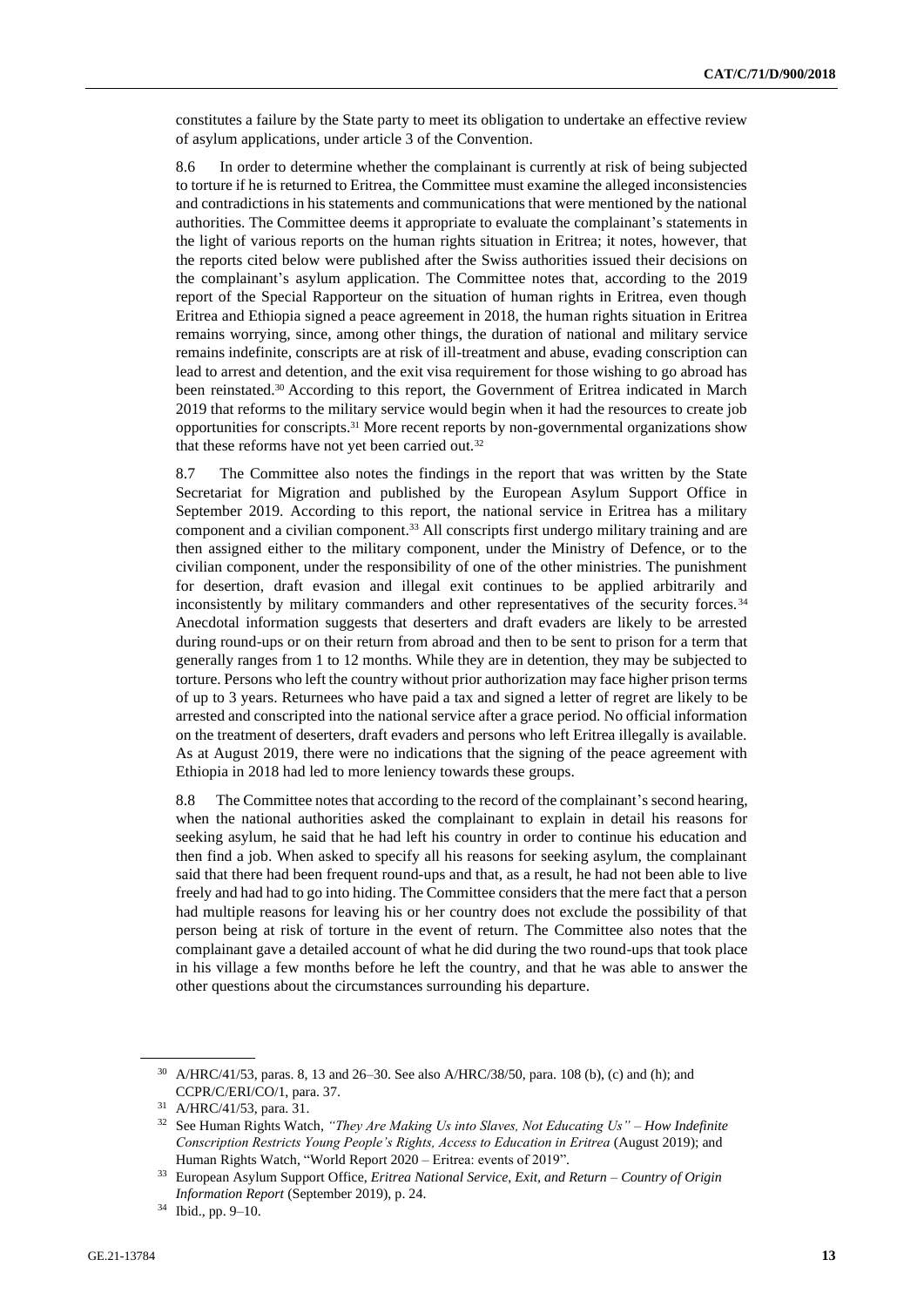constitutes a failure by the State party to meet its obligation to undertake an effective review of asylum applications, under article 3 of the Convention.

8.6 In order to determine whether the complainant is currently at risk of being subjected to torture if he is returned to Eritrea, the Committee must examine the alleged inconsistencies and contradictions in his statements and communications that were mentioned by the national authorities. The Committee deems it appropriate to evaluate the complainant's statements in the light of various reports on the human rights situation in Eritrea; it notes, however, that the reports cited below were published after the Swiss authorities issued their decisions on the complainant's asylum application. The Committee notes that, according to the 2019 report of the Special Rapporteur on the situation of human rights in Eritrea, even though Eritrea and Ethiopia signed a peace agreement in 2018, the human rights situation in Eritrea remains worrying, since, among other things, the duration of national and military service remains indefinite, conscripts are at risk of ill-treatment and abuse, evading conscription can lead to arrest and detention, and the exit visa requirement for those wishing to go abroad has been reinstated.[30] According to this report, the Government of Eritrea indicated in March 2019 that reforms to the military service would begin when it had the resources to create job opportunities for conscripts.[31] More recent reports by non-governmental organizations show that these reforms have not yet been carried out.[32]

8.7 The Committee also notes the findings in the report that was written by the State Secretariat for Migration and published by the European Asylum Support Office in September 2019. According to this report, the national service in Eritrea has a military component and a civilian component.[33] All conscripts first undergo military training and are then assigned either to the military component, under the Ministry of Defence, or to the civilian component, under the responsibility of one of the other ministries. The punishment for desertion, draft evasion and illegal exit continues to be applied arbitrarily and inconsistently by military commanders and other representatives of the security forces.[34] Anecdotal information suggests that deserters and draft evaders are likely to be arrested during round-ups or on their return from abroad and then to be sent to prison for a term that generally ranges from 1 to 12 months. While they are in detention, they may be subjected to torture. Persons who left the country without prior authorization may face higher prison terms of up to 3 years. Returnees who have paid a tax and signed a letter of regret are likely to be arrested and conscripted into the national service after a grace period. No official information on the treatment of deserters, draft evaders and persons who left Eritrea illegally is available. As at August 2019, there were no indications that the signing of the peace agreement with Ethiopia in 2018 had led to more leniency towards these groups.

8.8 The Committee notes that according to the record of the complainant's second hearing, when the national authorities asked the complainant to explain in detail his reasons for seeking asylum, he said that he had left his country in order to continue his education and then find a job. When asked to specify all his reasons for seeking asylum, the complainant said that there had been frequent round-ups and that, as a result, he had not been able to live freely and had had to go into hiding. The Committee considers that the mere fact that a person had multiple reasons for leaving his or her country does not exclude the possibility of that person being at risk of torture in the event of return. The Committee also notes that the complainant gave a detailed account of what he did during the two round-ups that took place in his village a few months before he left the country, and that he was able to answer the other questions about the circumstances surrounding his departure.

---

[30] A/HRC/41/53, paras. 8, 13 and 26–30. See also A/HRC/38/50, para. 108 (b), (c) and (h); and CCPR/C/ERI/CO/1, para. 37.

[31] A/HRC/41/53, para. 31.

[32] See Human Rights Watch, *"They Are Making Us into Slaves, Not Educating Us" – How Indefinite Conscription Restricts Young People's Rights, Access to Education in Eritrea* (August 2019); and Human Rights Watch, "World Report 2020 – Eritrea: events of 2019".

[33] European Asylum Support Office, *Eritrea National Service, Exit, and Return – Country of Origin Information Report* (September 2019), p. 24.

[34] Ibid., pp. 9–10.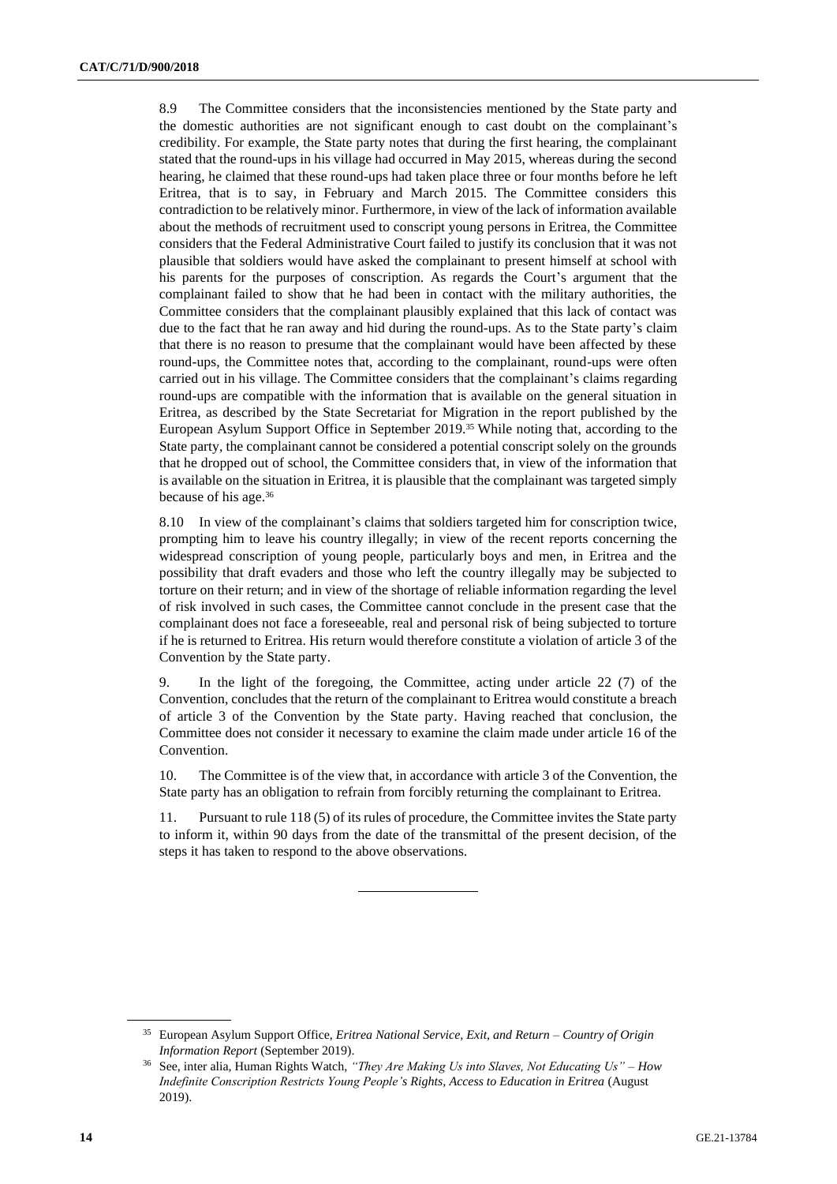8.9 The Committee considers that the inconsistencies mentioned by the State party and the domestic authorities are not significant enough to cast doubt on the complainant's credibility. For example, the State party notes that during the first hearing, the complainant stated that the round-ups in his village had occurred in May 2015, whereas during the second hearing, he claimed that these round-ups had taken place three or four months before he left Eritrea, that is to say, in February and March 2015. The Committee considers this contradiction to be relatively minor. Furthermore, in view of the lack of information available about the methods of recruitment used to conscript young persons in Eritrea, the Committee considers that the Federal Administrative Court failed to justify its conclusion that it was not plausible that soldiers would have asked the complainant to present himself at school with his parents for the purposes of conscription. As regards the Court's argument that the complainant failed to show that he had been in contact with the military authorities, the Committee considers that the complainant plausibly explained that this lack of contact was due to the fact that he ran away and hid during the round-ups. As to the State party's claim that there is no reason to presume that the complainant would have been affected by these round-ups, the Committee notes that, according to the complainant, round-ups were often carried out in his village. The Committee considers that the complainant's claims regarding round-ups are compatible with the information that is available on the general situation in Eritrea, as described by the State Secretariat for Migration in the report published by the European Asylum Support Office in September 2019.[35] While noting that, according to the State party, the complainant cannot be considered a potential conscript solely on the grounds that he dropped out of school, the Committee considers that, in view of the information that is available on the situation in Eritrea, it is plausible that the complainant was targeted simply because of his age.[36]

8.10 In view of the complainant's claims that soldiers targeted him for conscription twice, prompting him to leave his country illegally; in view of the recent reports concerning the widespread conscription of young people, particularly boys and men, in Eritrea and the possibility that draft evaders and those who left the country illegally may be subjected to torture on their return; and in view of the shortage of reliable information regarding the level of risk involved in such cases, the Committee cannot conclude in the present case that the complainant does not face a foreseeable, real and personal risk of being subjected to torture if he is returned to Eritrea. His return would therefore constitute a violation of article 3 of the Convention by the State party.

9. In the light of the foregoing, the Committee, acting under article 22 (7) of the Convention, concludes that the return of the complainant to Eritrea would constitute a breach of article 3 of the Convention by the State party. Having reached that conclusion, the Committee does not consider it necessary to examine the claim made under article 16 of the Convention.

10. The Committee is of the view that, in accordance with article 3 of the Convention, the State party has an obligation to refrain from forcibly returning the complainant to Eritrea.

11. Pursuant to rule 118 (5) of its rules of procedure, the Committee invites the State party to inform it, within 90 days from the date of the transmittal of the present decision, of the steps it has taken to respond to the above observations.

---

[35] European Asylum Support Office, *Eritrea National Service, Exit, and Return – Country of Origin Information Report* (September 2019).

[36] See, inter alia, Human Rights Watch, *"They Are Making Us into Slaves, Not Educating Us" – How Indefinite Conscription Restricts Young People's Rights, Access to Education in Eritrea* (August 2019).